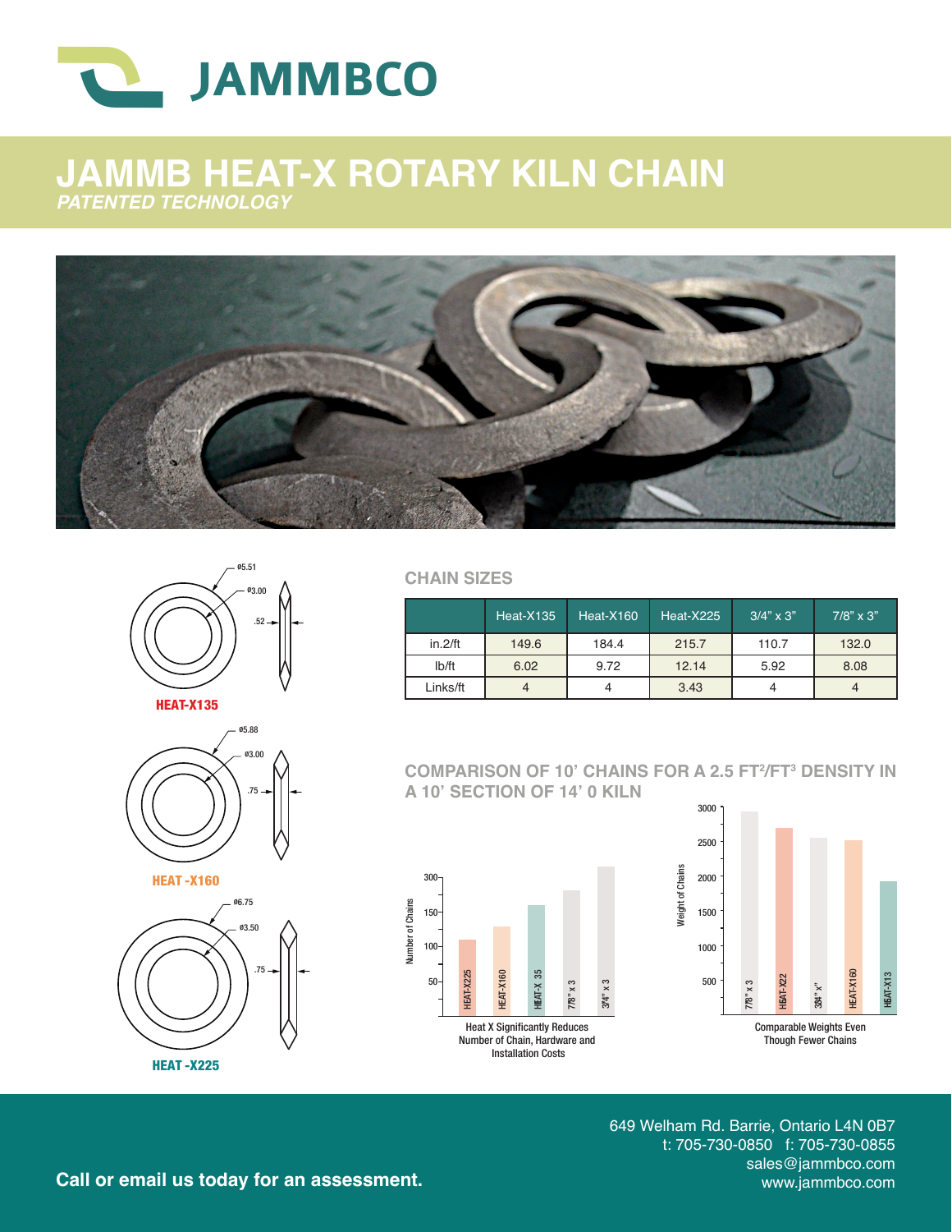JAMMBCO

# JAMMB HEAT-X ROTARY KILN CHAIN

***PATENTED TECHNOLOGY***

ø5.51
ø3.00
.52

**HEAT-X135**

ø5.88
ø3.00
.75

**HEAT -X160**

ø6.75
ø3.50
.75

**HEAT -X225**

## CHAIN SIZES

| | Heat-X135 | Heat-X160 | Heat-X225 | 3/4" x 3" | 7/8" x 3" |
|---|---|---|---|---|---|
| in.2/ft | 149.6 | 184.4 | 215.7 | 110.7 | 132.0 |
| lb/ft | 6.02 | 9.72 | 12.14 | 5.92 | 8.08 |
| Links/ft | 4 | 4 | 3.43 | 4 | 4 |

## COMPARISON OF 10' CHAINS FOR A 2.5 $FT^2/FT^3$ DENSITY IN A 10' SECTION OF 14' 0 KILN

Number of Chains: HEAT-X225, HEAT-X160, HEAT-X 35, 7/8" x 3, 3/4" x 3 (axis: 50, 100, 150, 300)

Heat X Significantly Reduces Number of Chain, Hardware and Installation Costs

Weight of Chains: 7/8" x 3, HEAT-X22, 3/4" x", HEAT-X160, HEAT-X13 (axis: 500, 1000, 1500, 2000, 2500, 3000)

Comparable Weights Even Though Fewer Chains

**Call or email us today for an assessment.**

649 Welham Rd. Barrie, Ontario L4N 0B7
t: 705-730-0850 f: 705-730-0855
sales@jammbco.com
www.jammbco.com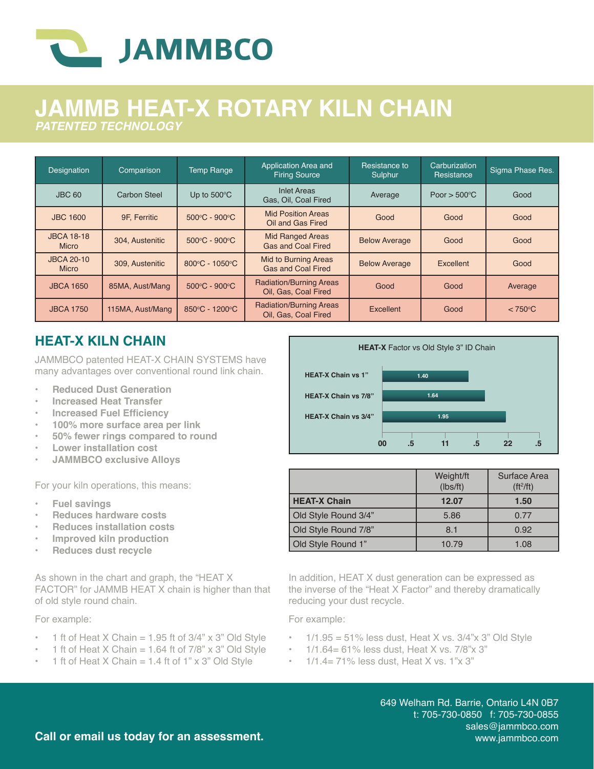JAMMBCO

# JAMMB HEAT-X ROTARY KILN CHAIN

***PATENTED TECHNOLOGY***

| Designation | Comparison | Temp Range | Application Area and Firing Source | Resistance to Sulphur | Carburization Resistance | Sigma Phase Res. |
|---|---|---|---|---|---|---|
| JBC 60 | Carbon Steel | Up to 500°C | Inlet Areas Gas, Oil, Coal Fired | Average | Poor > 500°C | Good |
| JBC 1600 | 9F, Ferritic | 500°C - 900°C | Mid Position Areas Oil and Gas Fired | Good | Good | Good |
| JBCA 18-18 Micro | 304, Austenitic | 500°C - 900°C | Mid Ranged Areas Gas and Coal Fired | Below Average | Good | Good |
| JBCA 20-10 Micro | 309, Austenitic | 800°C - 1050°C | Mid to Burning Areas Gas and Coal Fired | Below Average | Excellent | Good |
| JBCA 1650 | 85MA, Aust/Mang | 500°C - 900°C | Radiation/Burning Areas Oil, Gas, Coal Fired | Good | Good | Average |
| JBCA 1750 | 115MA, Aust/Mang | 850°C - 1200°C | Radiation/Burning Areas Oil, Gas, Coal Fired | Excellent | Good | < 750°C |

## HEAT-X KILN CHAIN

JAMMBCO patented HEAT-X CHAIN SYSTEMS have many advantages over conventional round link chain.

- **Reduced Dust Generation**
- **Increased Heat Transfer**
- **Increased Fuel Efficiency**
- **100% more surface area per link**
- **50% fewer rings compared to round**
- **Lower installation cost**
- **JAMMBCO exclusive Alloys**

For your kiln operations, this means:

- **Fuel savings**
- **Reduces hardware costs**
- **Reduces installation costs**
- **Improved kiln production**
- **Reduces dust recycle**

As shown in the chart and graph, the "HEAT X FACTOR" for JAMMB HEAT X chain is higher than that of old style round chain.

For example:

- 1 ft of Heat X Chain = 1.95 ft of 3/4" x 3" Old Style
- 1 ft of Heat X Chain = 1.64 ft of 7/8" x 3" Old Style
- 1 ft of Heat X Chain = 1.4 ft of 1" x 3" Old Style

**HEAT-X** Factor vs Old Style 3" ID Chain

HEAT-X Chain vs 1" 1.40

HEAT-X Chain vs 7/8" 1.64

HEAT-X Chain vs 3/4" 1.95

00 .5 11 .5 22 .5

| | Weight/ft (lbs/ft) | Surface Area ($ft^2$/ft) |
|---|---|---|
| **HEAT-X Chain** | **12.07** | **1.50** |
| Old Style Round 3/4" | 5.86 | 0.77 |
| Old Style Round 7/8" | 8.1 | 0.92 |
| Old Style Round 1" | 10.79 | 1.08 |

In addition, HEAT X dust generation can be expressed as the inverse of the "Heat X Factor" and thereby dramatically reducing your dust recycle.

For example:

- 1/1.95 = 51% less dust, Heat X vs. 3/4"x 3" Old Style
- 1/1.64= 61% less dust, Heat X vs. 7/8"x 3"
- 1/1.4= 71% less dust, Heat X vs. 1"x 3"

**Call or email us today for an assessment.**

649 Welham Rd. Barrie, Ontario L4N 0B7
t: 705-730-0850 f: 705-730-0855
sales@jammbco.com
www.jammbco.com